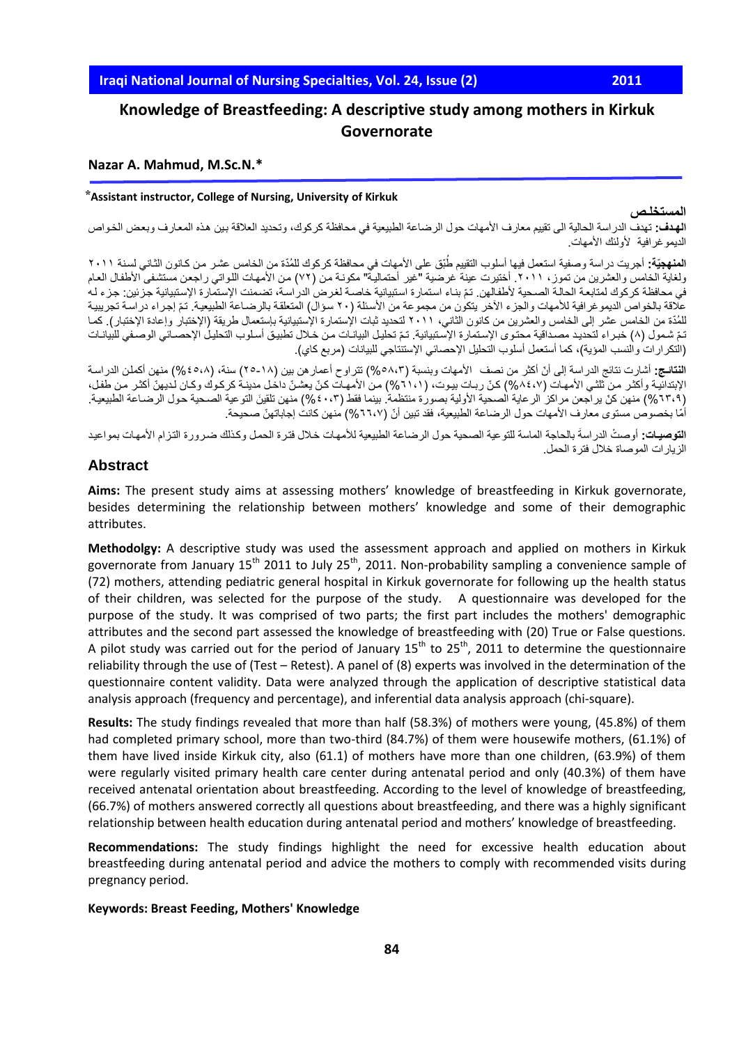# Knowledge of Breastfeeding: A descriptive study among mothers in Kirkuk Governorate

**Nazar A. Mahmud, M.Sc.N.***

***Assistant instructor, College of Nursing, University of Kirkuk**

## المستخلص

**الهدف:** تهدف الدراسة الحالية الى تقييم معارف الأمهات حول الرضاعة الطبيعية في محافظة كركوك، وتحديد العلاقة بين هذه المعارف وبعض الخواص الديموغرافية لأولئك الأمهات.

**المنهجيّة:** أجريت دراسة وصفية استعمل فيها أسلوب التقييم طُبّق على الأمهات في محافظة كركوك للمُدّة من الخامس عشر من كانون الثاني لسنة ٢٠١١ ولغاية الخامس والعشرين من تموز، ٢٠١١. أختيرت عينة غرضية "غير أحتمالية" مكونة من (٧٢) من الأمهات اللواتي راجعن مستشفى الأطفال العام في محافظة كركوك لمتابعة الحالة الصحية لأطفالهن. تمّ بناء استمارة استبيانية خاصة لغرض الدراسة، تضمنت الإستمارة الإستبيانية جزئين: جزء له علاقة بالخواص الديموغرافية للأمهات والجزء الآخر يتكون من مجموعة من الأسئلة (٢٠ سؤال) المتعلقة بالرضاعة الطبيعية. تمّ إجراء دراسة تجريبية للمُدّة من الخامس عشر إلى الخامس والعشرين من كانون الثاني، ٢٠١١ لتحديد ثبات الإستمارة الإستبيانية بإستعمال طريقة (الإختبار وإعادة الإختبار). كما تمّ شمول (٨) خبراء لتحديد مصداقية محتوى الإستمارة الإستبيانية. تمّ تحليل البيانات من خلال تطبيق أسلوب التحليل الإحصائي الوصفي للبيانات (التكرارات والنسب المؤية)، كما أستعمل أسلوب التحليل الإحصائي الإستنتاجي للبيانات (مربع كاي).

**النتائـج:** أشارت نتائج الدراسة إلى أنّ أكثر من نصف الأمهات وبنسبة (٥٨،٣%) تتراوح أعمارهن بين (١٨-٢٥) سنة، (٤٥،٨%) منهن أكملن الدراسة الإبتدائية وأكثر من ثلثي الأمهات (٨٤،٧%) كنّ ربات بيوت، (٦١،١%) من الأمهات كنّ يعشنّ داخل مدينة كركوك وكان لديهنّ أكثر من طفل، (٦٣،٩%) منهن كنّ يراجعن مراكز الرعاية الصحية الأولية بصورة منتظمة. بينما فقط (٤٠،٣%) منهن تلقينَ التوعية الصحية حول الرضاعة الطبيعية. أمّا بخصوص مستوى معارف الأمهات حول الرضاعة الطبيعية، فقد تبين أنّ (٦٦،٧%) منهن كانت إجاباتهنّ صحيحة.

**التوصيـات:** أوصتْ الدراسةَ بالحاجة الماسة للتوعية الصحية حول الرضاعة الطبيعية للأمهات خلال فترة الحمل وكذلك ضرورة التزام الأمهات بمواعيد الزيارات الموصاة خلال فترة الحمل.

## Abstract

**Aims:** The present study aims at assessing mothers' knowledge of breastfeeding in Kirkuk governorate, besides determining the relationship between mothers' knowledge and some of their demographic attributes.

**Methodolgy:** A descriptive study was used the assessment approach and applied on mothers in Kirkuk governorate from January 15th 2011 to July 25th, 2011. Non-probability sampling a convenience sample of (72) mothers, attending pediatric general hospital in Kirkuk governorate for following up the health status of their children, was selected for the purpose of the study. A questionnaire was developed for the purpose of the study. It was comprised of two parts; the first part includes the mothers' demographic attributes and the second part assessed the knowledge of breastfeeding with (20) True or False questions. A pilot study was carried out for the period of January 15th to 25th, 2011 to determine the questionnaire reliability through the use of (Test – Retest). A panel of (8) experts was involved in the determination of the questionnaire content validity. Data were analyzed through the application of descriptive statistical data analysis approach (frequency and percentage), and inferential data analysis approach (chi-square).

**Results:** The study findings revealed that more than half (58.3%) of mothers were young, (45.8%) of them had completed primary school, more than two-third (84.7%) of them were housewife mothers, (61.1%) of them have lived inside Kirkuk city, also (61.1) of mothers have more than one children, (63.9%) of them were regularly visited primary health care center during antenatal period and only (40.3%) of them have received antenatal orientation about breastfeeding. According to the level of knowledge of breastfeeding, (66.7%) of mothers answered correctly all questions about breastfeeding, and there was a highly significant relationship between health education during antenatal period and mothers' knowledge of breastfeeding.

**Recommendations:** The study findings highlight the need for excessive health education about breastfeeding during antenatal period and advice the mothers to comply with recommended visits during pregnancy period.

**Keywords: Breast Feeding, Mothers' Knowledge**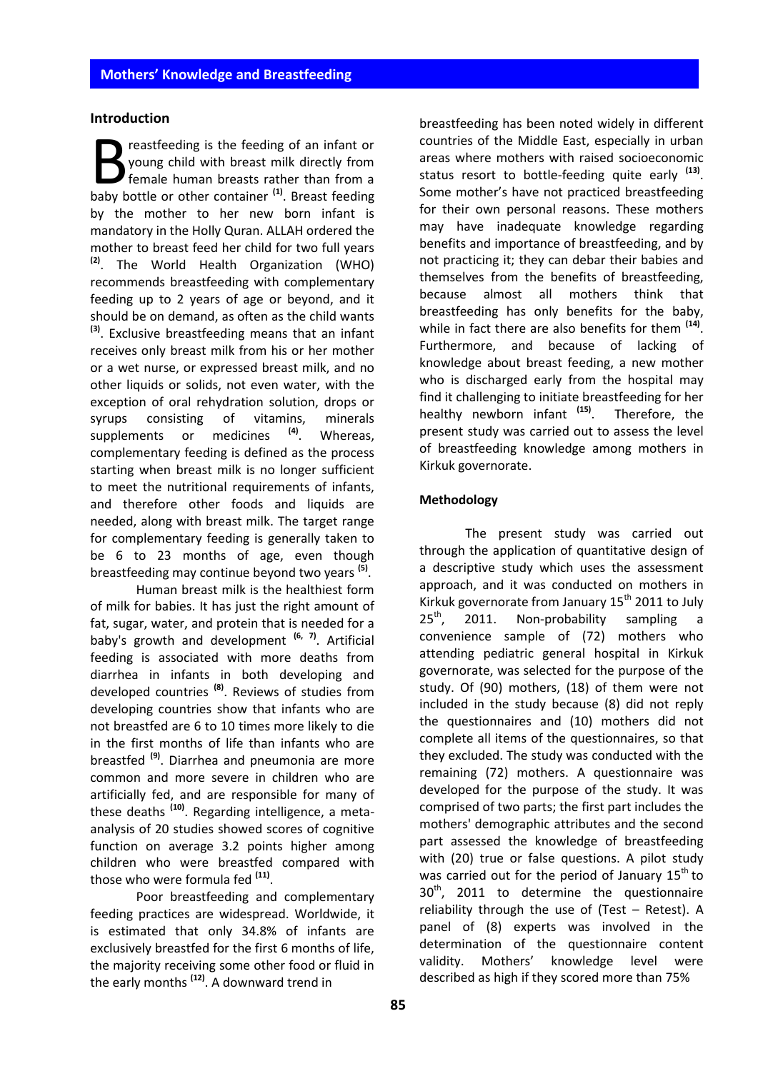## Introduction

Breastfeeding is the feeding of an infant or young child with breast milk directly from female human breasts rather than from a baby bottle or other container [1]. Breast feeding by the mother to her new born infant is mandatory in the Holly Quran. ALLAH ordered the mother to breast feed her child for two full years [2]. The World Health Organization (WHO) recommends breastfeeding with complementary feeding up to 2 years of age or beyond, and it should be on demand, as often as the child wants [3]. Exclusive breastfeeding means that an infant receives only breast milk from his or her mother or a wet nurse, or expressed breast milk, and no other liquids or solids, not even water, with the exception of oral rehydration solution, drops or syrups consisting of vitamins, minerals supplements or medicines [4]. Whereas, complementary feeding is defined as the process starting when breast milk is no longer sufficient to meet the nutritional requirements of infants, and therefore other foods and liquids are needed, along with breast milk. The target range for complementary feeding is generally taken to be 6 to 23 months of age, even though breastfeeding may continue beyond two years [5].

Human breast milk is the healthiest form of milk for babies. It has just the right amount of fat, sugar, water, and protein that is needed for a baby's growth and development [6, 7]. Artificial feeding is associated with more deaths from diarrhea in infants in both developing and developed countries [8]. Reviews of studies from developing countries show that infants who are not breastfed are 6 to 10 times more likely to die in the first months of life than infants who are breastfed [9]. Diarrhea and pneumonia are more common and more severe in children who are artificially fed, and are responsible for many of these deaths [10]. Regarding intelligence, a meta-analysis of 20 studies showed scores of cognitive function on average 3.2 points higher among children who were breastfed compared with those who were formula fed [11].

Poor breastfeeding and complementary feeding practices are widespread. Worldwide, it is estimated that only 34.8% of infants are exclusively breastfed for the first 6 months of life, the majority receiving some other food or fluid in the early months [12]. A downward trend in breastfeeding has been noted widely in different countries of the Middle East, especially in urban areas where mothers with raised socioeconomic status resort to bottle-feeding quite early [13]. Some mother's have not practiced breastfeeding for their own personal reasons. These mothers may have inadequate knowledge regarding benefits and importance of breastfeeding, and by not practicing it; they can debar their babies and themselves from the benefits of breastfeeding, because almost all mothers think that breastfeeding has only benefits for the baby, while in fact there are also benefits for them [14]. Furthermore, and because of lacking of knowledge about breast feeding, a new mother who is discharged early from the hospital may find it challenging to initiate breastfeeding for her healthy newborn infant [15]. Therefore, the present study was carried out to assess the level of breastfeeding knowledge among mothers in Kirkuk governorate.

## Methodology

The present study was carried out through the application of quantitative design of a descriptive study which uses the assessment approach, and it was conducted on mothers in Kirkuk governorate from January 15th 2011 to July 25th, 2011. Non-probability sampling a convenience sample of (72) mothers who attending pediatric general hospital in Kirkuk governorate, was selected for the purpose of the study. Of (90) mothers, (18) of them were not included in the study because (8) did not reply the questionnaires and (10) mothers did not complete all items of the questionnaires, so that they excluded. The study was conducted with the remaining (72) mothers. A questionnaire was developed for the purpose of the study. It was comprised of two parts; the first part includes the mothers' demographic attributes and the second part assessed the knowledge of breastfeeding with (20) true or false questions. A pilot study was carried out for the period of January 15th to 30th, 2011 to determine the questionnaire reliability through the use of (Test – Retest). A panel of (8) experts was involved in the determination of the questionnaire content validity. Mothers' knowledge level were described as high if they scored more than 75%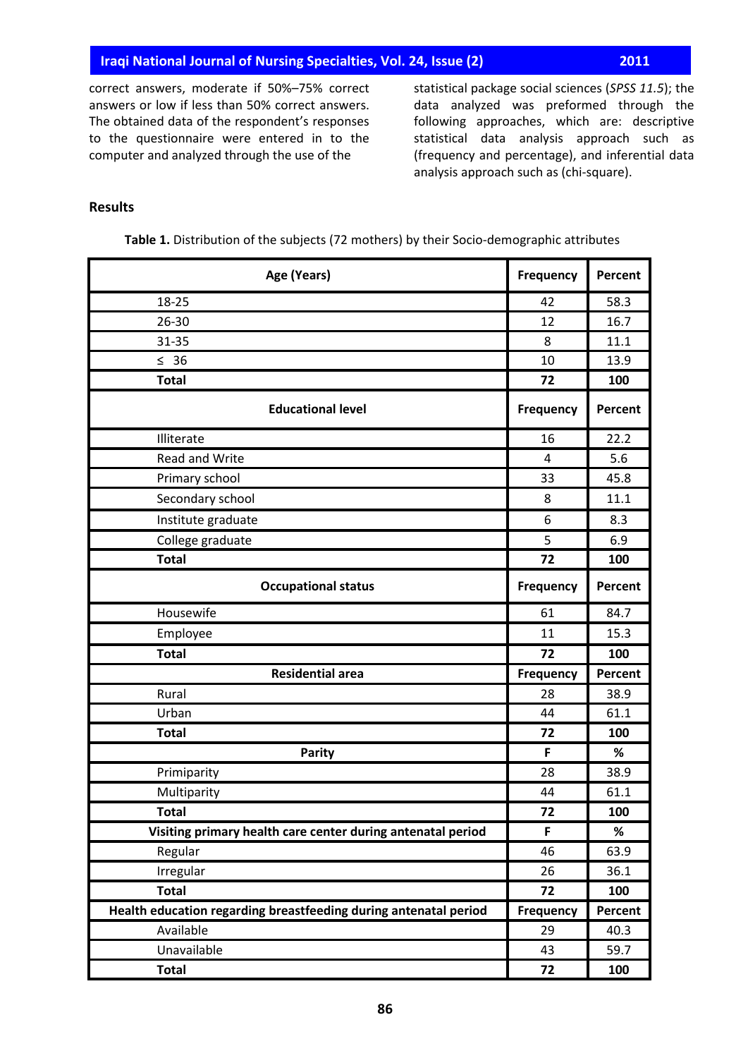correct answers, moderate if 50%–75% correct answers or low if less than 50% correct answers. The obtained data of the respondent's responses to the questionnaire were entered in to the computer and analyzed through the use of the statistical package social sciences (*SPSS 11.5*); the data analyzed was preformed through the following approaches, which are: descriptive statistical data analysis approach such as (frequency and percentage), and inferential data analysis approach such as (chi-square).

## Results

**Table 1.** Distribution of the subjects (72 mothers) by their Socio-demographic attributes

| **Age (Years)** | **Frequency** | **Percent** |
|---|---|---|
| 18-25 | 42 | 58.3 |
| 26-30 | 12 | 16.7 |
| 31-35 | 8 | 11.1 |
| ≤ 36 | 10 | 13.9 |
| **Total** | **72** | **100** |
| **Educational level** | **Frequency** | **Percent** |
| Illiterate | 16 | 22.2 |
| Read and Write | 4 | 5.6 |
| Primary school | 33 | 45.8 |
| Secondary school | 8 | 11.1 |
| Institute graduate | 6 | 8.3 |
| College graduate | 5 | 6.9 |
| **Total** | **72** | **100** |
| **Occupational status** | **Frequency** | **Percent** |
| Housewife | 61 | 84.7 |
| Employee | 11 | 15.3 |
| **Total** | **72** | **100** |
| **Residential area** | **Frequency** | **Percent** |
| Rural | 28 | 38.9 |
| Urban | 44 | 61.1 |
| **Total** | **72** | **100** |
| **Parity** | **F** | **%** |
| Primiparity | 28 | 38.9 |
| Multiparity | 44 | 61.1 |
| **Total** | **72** | **100** |
| **Visiting primary health care center during antenatal period** | **F** | **%** |
| Regular | 46 | 63.9 |
| Irregular | 26 | 36.1 |
| **Total** | **72** | **100** |
| **Health education regarding breastfeeding during antenatal period** | **Frequency** | **Percent** |
| Available | 29 | 40.3 |
| Unavailable | 43 | 59.7 |
| **Total** | **72** | **100** |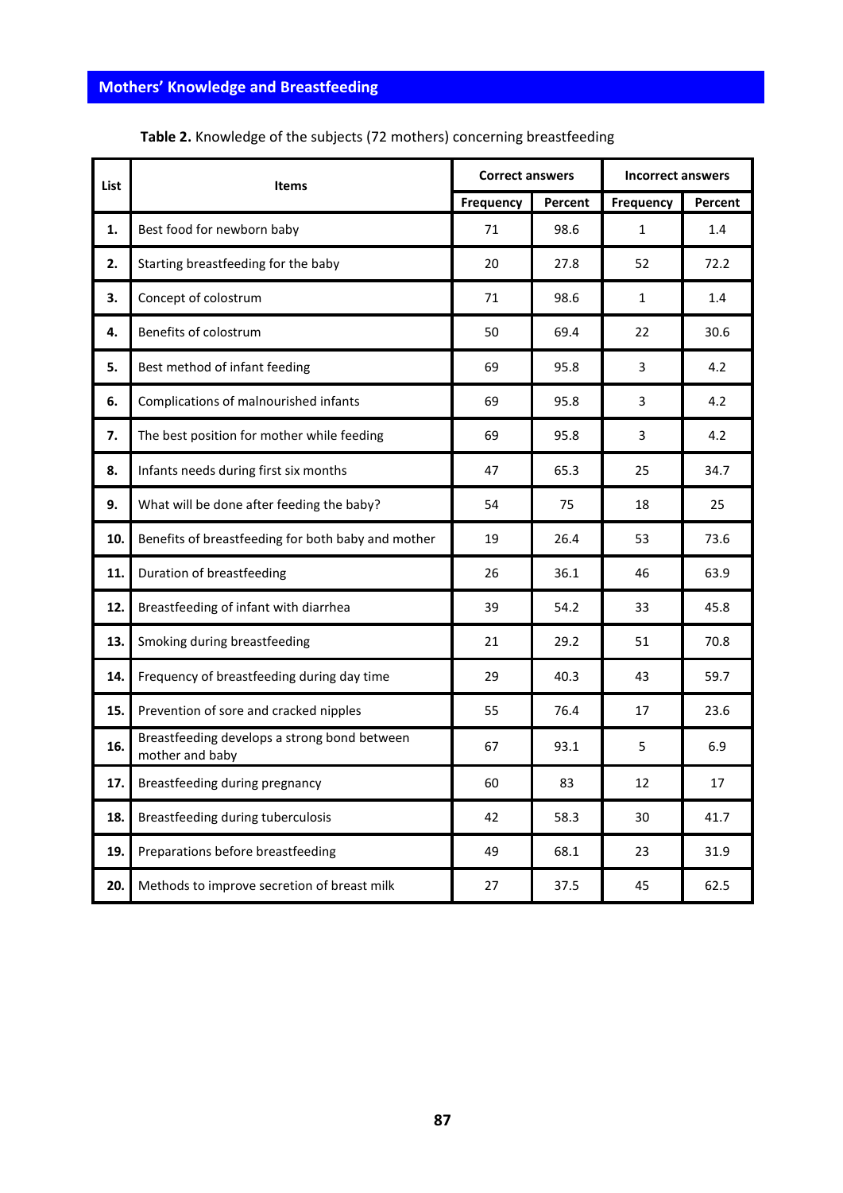**Table 2.** Knowledge of the subjects (72 mothers) concerning breastfeeding

| List | Items | Correct answers | | Incorrect answers | |
|---|---|---|---|---|---|
| | | Frequency | Percent | Frequency | Percent |
| **1.** | Best food for newborn baby | 71 | 98.6 | 1 | 1.4 |
| **2.** | Starting breastfeeding for the baby | 20 | 27.8 | 52 | 72.2 |
| **3.** | Concept of colostrum | 71 | 98.6 | 1 | 1.4 |
| **4.** | Benefits of colostrum | 50 | 69.4 | 22 | 30.6 |
| **5.** | Best method of infant feeding | 69 | 95.8 | 3 | 4.2 |
| **6.** | Complications of malnourished infants | 69 | 95.8 | 3 | 4.2 |
| **7.** | The best position for mother while feeding | 69 | 95.8 | 3 | 4.2 |
| **8.** | Infants needs during first six months | 47 | 65.3 | 25 | 34.7 |
| **9.** | What will be done after feeding the baby? | 54 | 75 | 18 | 25 |
| **10.** | Benefits of breastfeeding for both baby and mother | 19 | 26.4 | 53 | 73.6 |
| **11.** | Duration of breastfeeding | 26 | 36.1 | 46 | 63.9 |
| **12.** | Breastfeeding of infant with diarrhea | 39 | 54.2 | 33 | 45.8 |
| **13.** | Smoking during breastfeeding | 21 | 29.2 | 51 | 70.8 |
| **14.** | Frequency of breastfeeding during day time | 29 | 40.3 | 43 | 59.7 |
| **15.** | Prevention of sore and cracked nipples | 55 | 76.4 | 17 | 23.6 |
| **16.** | Breastfeeding develops a strong bond between mother and baby | 67 | 93.1 | 5 | 6.9 |
| **17.** | Breastfeeding during pregnancy | 60 | 83 | 12 | 17 |
| **18.** | Breastfeeding during tuberculosis | 42 | 58.3 | 30 | 41.7 |
| **19.** | Preparations before breastfeeding | 49 | 68.1 | 23 | 31.9 |
| **20.** | Methods to improve secretion of breast milk | 27 | 37.5 | 45 | 62.5 |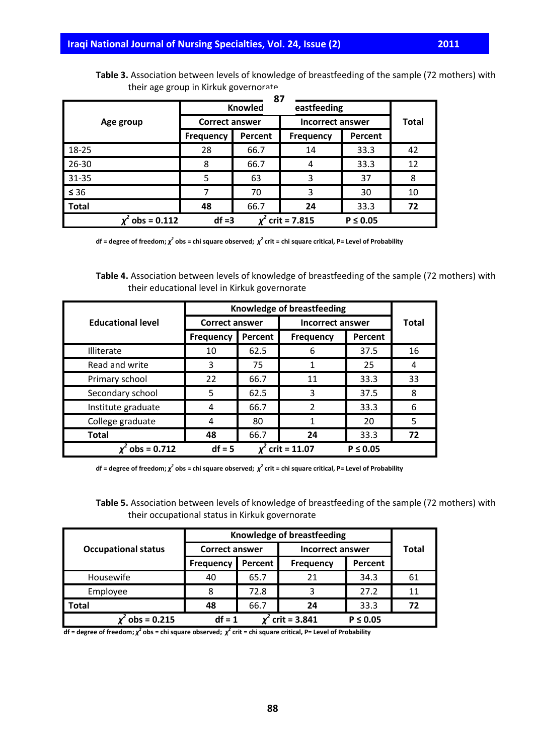**Table 3.** Association between levels of knowledge of breastfeeding of the sample (72 mothers) with their age group in Kirkuk governorate

| Age group | Knowledge of breastfeeding | | | | Total |
|---|---|---|---|---|---|
| | Correct answer | | Incorrect answer | | |
| | Frequency | Percent | Frequency | Percent | |
| 18-25 | 28 | 66.7 | 14 | 33.3 | 42 |
| 26-30 | 8 | 66.7 | 4 | 33.3 | 12 |
| 31-35 | 5 | 63 | 3 | 37 | 8 |
| ≤ 36 | 7 | 70 | 3 | 30 | 10 |
| **Total** | **48** | 66.7 | **24** | 33.3 | **72** |
| **$\chi^2$ obs = 0.112** | **df =3** | **$\chi^2$ crit = 7.815** | | **P ≤ 0.05** | |

df = degree of freedom; $\chi^2$ obs = chi square observed; $\chi^2$ crit = chi square critical, P= Level of Probability

**Table 4.** Association between levels of knowledge of breastfeeding of the sample (72 mothers) with their educational level in Kirkuk governorate

| Educational level | Knowledge of breastfeeding | | | | Total |
|---|---|---|---|---|---|
| | Correct answer | | Incorrect answer | | |
| | Frequency | Percent | Frequency | Percent | |
| Illiterate | 10 | 62.5 | 6 | 37.5 | 16 |
| Read and write | 3 | 75 | 1 | 25 | 4 |
| Primary school | 22 | 66.7 | 11 | 33.3 | 33 |
| Secondary school | 5 | 62.5 | 3 | 37.5 | 8 |
| Institute graduate | 4 | 66.7 | 2 | 33.3 | 6 |
| College graduate | 4 | 80 | 1 | 20 | 5 |
| **Total** | **48** | 66.7 | **24** | 33.3 | **72** |
| **$\chi^2$ obs = 0.712** | **df = 5** | **$\chi^2$ crit = 11.07** | | **P ≤ 0.05** | |

df = degree of freedom; $\chi^2$ obs = chi square observed; $\chi^2$ crit = chi square critical, P= Level of Probability

**Table 5.** Association between levels of knowledge of breastfeeding of the sample (72 mothers) with their occupational status in Kirkuk governorate

| Occupational status | Knowledge of breastfeeding | | | | Total |
|---|---|---|---|---|---|
| | Correct answer | | Incorrect answer | | |
| | Frequency | Percent | Frequency | Percent | |
| Housewife | 40 | 65.7 | 21 | 34.3 | 61 |
| Employee | 8 | 72.8 | 3 | 27.2 | 11 |
| **Total** | **48** | 66.7 | **24** | 33.3 | **72** |
| **$\chi^2$ obs = 0.215** | **df = 1** | **$\chi^2$ crit = 3.841** | | **P ≤ 0.05** | |

df = degree of freedom; $\chi^2$ obs = chi square observed; $\chi^2$ crit = chi square critical, P= Level of Probability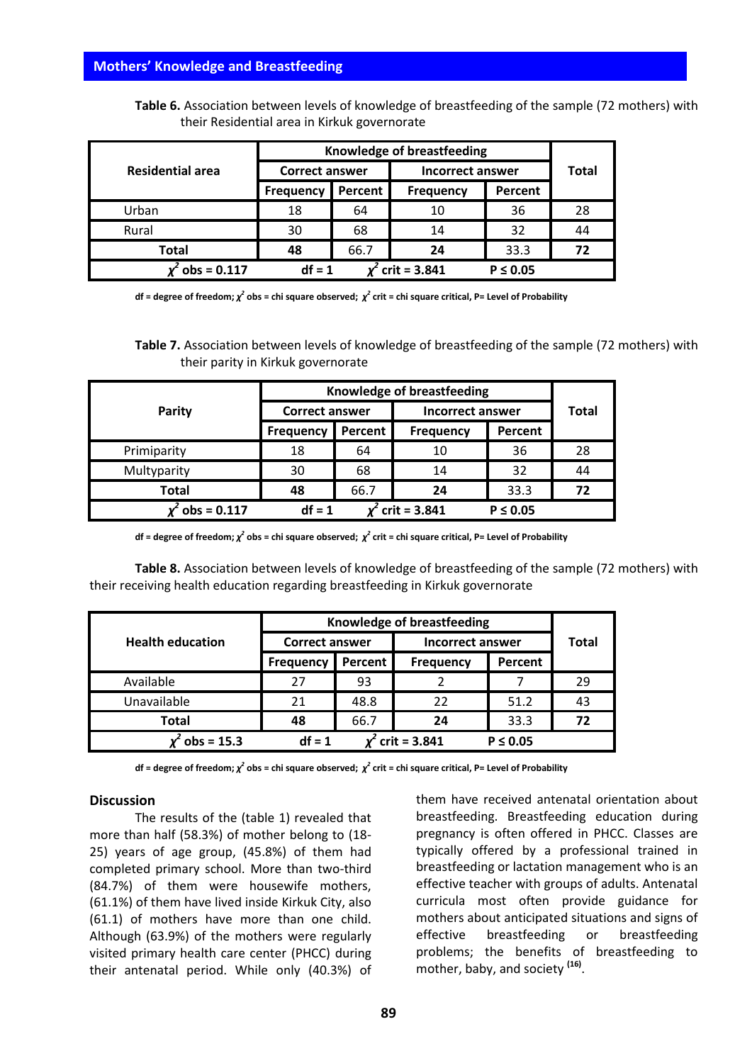**Table 6.** Association between levels of knowledge of breastfeeding of the sample (72 mothers) with their Residential area in Kirkuk governorate

| Residential area | Knowledge of breastfeeding | | | | Total |
|---|---|---|---|---|---|
| | Correct answer | | Incorrect answer | | |
| | Frequency | Percent | Frequency | Percent | |
| Urban | 18 | 64 | 10 | 36 | 28 |
| Rural | 30 | 68 | 14 | 32 | 44 |
| **Total** | **48** | 66.7 | **24** | 33.3 | **72** |
| $\chi^2$ obs = 0.117 | df = 1 | $\chi^2$ crit = 3.841 | | $P \leq 0.05$ | |

df = degree of freedom; $\chi^2$ obs = chi square observed; $\chi^2$ crit = chi square critical, P= Level of Probability

**Table 7.** Association between levels of knowledge of breastfeeding of the sample (72 mothers) with their parity in Kirkuk governorate

| Parity | Knowledge of breastfeeding | | | | Total |
|---|---|---|---|---|---|
| | Correct answer | | Incorrect answer | | |
| | Frequency | Percent | Frequency | Percent | |
| Primiparity | 18 | 64 | 10 | 36 | 28 |
| Multyparity | 30 | 68 | 14 | 32 | 44 |
| **Total** | **48** | 66.7 | **24** | 33.3 | **72** |
| $\chi^2$ obs = 0.117 | df = 1 | $\chi^2$ crit = 3.841 | | $P \leq 0.05$ | |

df = degree of freedom; $\chi^2$ obs = chi square observed; $\chi^2$ crit = chi square critical, P= Level of Probability

**Table 8.** Association between levels of knowledge of breastfeeding of the sample (72 mothers) with their receiving health education regarding breastfeeding in Kirkuk governorate

| Health education | Knowledge of breastfeeding | | | | Total |
|---|---|---|---|---|---|
| | Correct answer | | Incorrect answer | | |
| | Frequency | Percent | Frequency | Percent | |
| Available | 27 | 93 | 2 | 7 | 29 |
| Unavailable | 21 | 48.8 | 22 | 51.2 | 43 |
| **Total** | **48** | 66.7 | **24** | 33.3 | **72** |
| $\chi^2$ obs = 15.3 | df = 1 | $\chi^2$ crit = 3.841 | | $P \leq 0.05$ | |

df = degree of freedom; $\chi^2$ obs = chi square observed; $\chi^2$ crit = chi square critical, P= Level of Probability

## Discussion

The results of the (table 1) revealed that more than half (58.3%) of mother belong to (18-25) years of age group, (45.8%) of them had completed primary school. More than two-third (84.7%) of them were housewife mothers, (61.1%) of them have lived inside Kirkuk City, also (61.1) of mothers have more than one child. Although (63.9%) of the mothers were regularly visited primary health care center (PHCC) during their antenatal period. While only (40.3%) of them have received antenatal orientation about breastfeeding. Breastfeeding education during pregnancy is often offered in PHCC. Classes are typically offered by a professional trained in breastfeeding or lactation management who is an effective teacher with groups of adults. Antenatal curricula most often provide guidance for mothers about anticipated situations and signs of effective breastfeeding or breastfeeding problems; the benefits of breastfeeding to mother, baby, and society [16].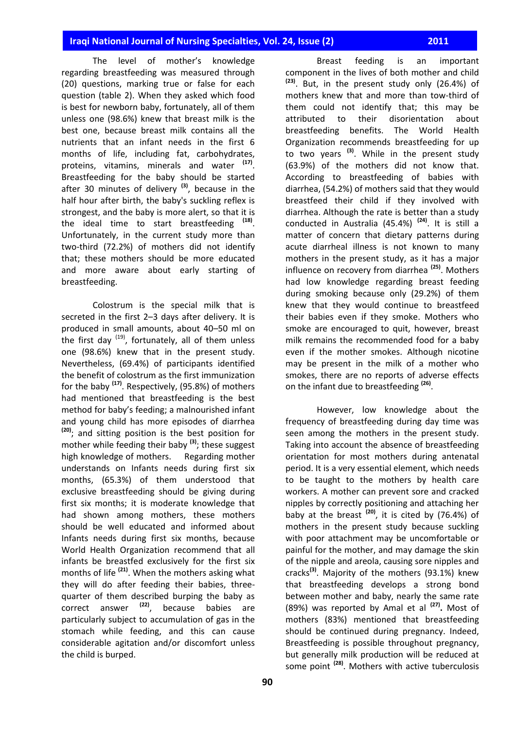The level of mother's knowledge regarding breastfeeding was measured through (20) questions, marking true or false for each question (table 2). When they asked which food is best for newborn baby, fortunately, all of them unless one (98.6%) knew that breast milk is the best one, because breast milk contains all the nutrients that an infant needs in the first 6 months of life, including fat, carbohydrates, proteins, vitamins, minerals and water [17]. Breastfeeding for the baby should be started after 30 minutes of delivery [3], because in the half hour after birth, the baby's suckling reflex is strongest, and the baby is more alert, so that it is the ideal time to start breastfeeding [18]. Unfortunately, in the current study more than two-third (72.2%) of mothers did not identify that; these mothers should be more educated and more aware about early starting of breastfeeding.

Colostrum is the special milk that is secreted in the first 2–3 days after delivery. It is produced in small amounts, about 40–50 ml on the first day [19], fortunately, all of them unless one (98.6%) knew that in the present study. Nevertheless, (69.4%) of participants identified the benefit of colostrum as the first immunization for the baby [17]. Respectively, (95.8%) of mothers had mentioned that breastfeeding is the best method for baby's feeding; a malnourished infant and young child has more episodes of diarrhea [20]; and sitting position is the best position for mother while feeding their baby [3]; these suggest high knowledge of mothers. Regarding mother understands on Infants needs during first six months, (65.3%) of them understood that exclusive breastfeeding should be giving during first six months; it is moderate knowledge that had shown among mothers, these mothers should be well educated and informed about Infants needs during first six months, because World Health Organization recommend that all infants be breastfed exclusively for the first six months of life [21]. When the mothers asking what they will do after feeding their babies, three-quarter of them described burping the baby as correct answer [22], because babies are particularly subject to accumulation of gas in the stomach while feeding, and this can cause considerable agitation and/or discomfort unless the child is burped.

Breast feeding is an important component in the lives of both mother and child [23]. But, in the present study only (26.4%) of mothers knew that and more than tow-third of them could not identify that; this may be attributed to their disorientation about breastfeeding benefits. The World Health Organization recommends breastfeeding for up to two years [3]. While in the present study (63.9%) of the mothers did not know that. According to breastfeeding of babies with diarrhea, (54.2%) of mothers said that they would breastfeed their child if they involved with diarrhea. Although the rate is better than a study conducted in Australia (45.4%) [24]. It is still a matter of concern that dietary patterns during acute diarrheal illness is not known to many mothers in the present study, as it has a major influence on recovery from diarrhea [25]. Mothers had low knowledge regarding breast feeding during smoking because only (29.2%) of them knew that they would continue to breastfeed their babies even if they smoke. Mothers who smoke are encouraged to quit, however, breast milk remains the recommended food for a baby even if the mother smokes. Although nicotine may be present in the milk of a mother who smokes, there are no reports of adverse effects on the infant due to breastfeeding [26].

However, low knowledge about the frequency of breastfeeding during day time was seen among the mothers in the present study. Taking into account the absence of breastfeeding orientation for most mothers during antenatal period. It is a very essential element, which needs to be taught to the mothers by health care workers. A mother can prevent sore and cracked nipples by correctly positioning and attaching her baby at the breast [20], it is cited by (76.4%) of mothers in the present study because suckling with poor attachment may be uncomfortable or painful for the mother, and may damage the skin of the nipple and areola, causing sore nipples and cracks[3]. Majority of the mothers (93.1%) knew that breastfeeding develops a strong bond between mother and baby, nearly the same rate (89%) was reported by Amal et al [27]. Most of mothers (83%) mentioned that breastfeeding should be continued during pregnancy. Indeed, Breastfeeding is possible throughout pregnancy, but generally milk production will be reduced at some point [28]. Mothers with active tuberculosis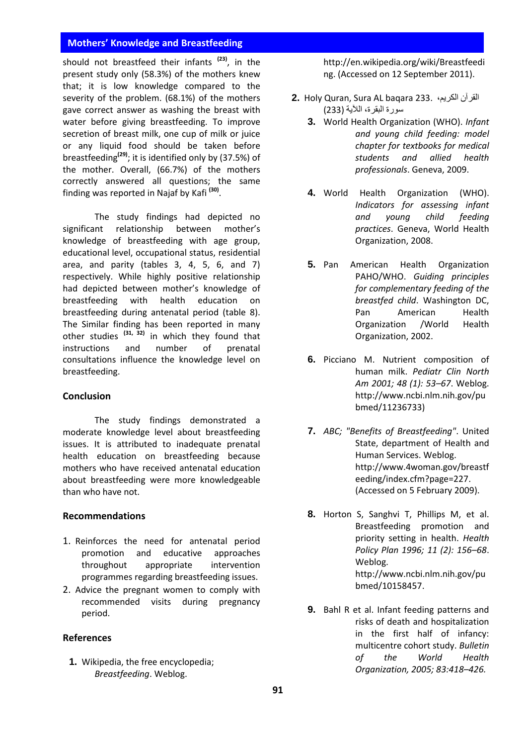should not breastfeed their infants [23], in the present study only (58.3%) of the mothers knew that; it is low knowledge compared to the severity of the problem. (68.1%) of the mothers gave correct answer as washing the breast with water before giving breastfeeding. To improve secretion of breast milk, one cup of milk or juice or any liquid food should be taken before breastfeeding[29]; it is identified only by (37.5%) of the mother. Overall, (66.7%) of the mothers correctly answered all questions; the same finding was reported in Najaf by Kafi [30].

The study findings had depicted no significant relationship between mother's knowledge of breastfeeding with age group, educational level, occupational status, residential area, and parity (tables 3, 4, 5, 6, and 7) respectively. While highly positive relationship had depicted between mother's knowledge of breastfeeding with health education on breastfeeding during antenatal period (table 8). The Similar finding has been reported in many other studies [31, 32] in which they found that instructions and number of prenatal consultations influence the knowledge level on breastfeeding.

## Conclusion

The study findings demonstrated a moderate knowledge level about breastfeeding issues. It is attributed to inadequate prenatal health education on breastfeeding because mothers who have received antenatal education about breastfeeding were more knowledgeable than who have not.

## Recommendations

1. Reinforces the need for antenatal period promotion and educative approaches throughout appropriate intervention programmes regarding breastfeeding issues.
2. Advice the pregnant women to comply with recommended visits during pregnancy period.

## References

1. Wikipedia, the free encyclopedia; *Breastfeeding*. Weblog. http://en.wikipedia.org/wiki/Breastfeeding. (Accessed on 12 September 2011).
2. Holy Quran, Sura AL baqara 233. القرآن الكريم، سورة البقرة، الآية (233)
3. World Health Organization (WHO). *Infant and young child feeding: model chapter for textbooks for medical students and allied health professionals*. Geneva, 2009.
4. World Health Organization (WHO). *Indicators for assessing infant and young child feeding practices*. Geneva, World Health Organization, 2008.
5. Pan American Health Organization PAHO/WHO. *Guiding principles for complementary feeding of the breastfed child*. Washington DC, Pan American Health Organization /World Health Organization, 2002.
6. Picciano M. Nutrient composition of human milk. *Pediatr Clin North Am 2001; 48 (1): 53–67*. Weblog. http://www.ncbi.nlm.nih.gov/pubmed/11236733)
7. *ABC; "Benefits of Breastfeeding"*. United State, department of Health and Human Services. Weblog. http://www.4woman.gov/breastfeeding/index.cfm?page=227. (Accessed on 5 February 2009).
8. Horton S, Sanghvi T, Phillips M, et al. Breastfeeding promotion and priority setting in health. *Health Policy Plan 1996; 11 (2): 156–68*. Weblog. http://www.ncbi.nlm.nih.gov/pubmed/10158457.
9. Bahl R et al. Infant feeding patterns and risks of death and hospitalization in the first half of infancy: multicentre cohort study. *Bulletin of the World Health Organization, 2005; 83:418–426.*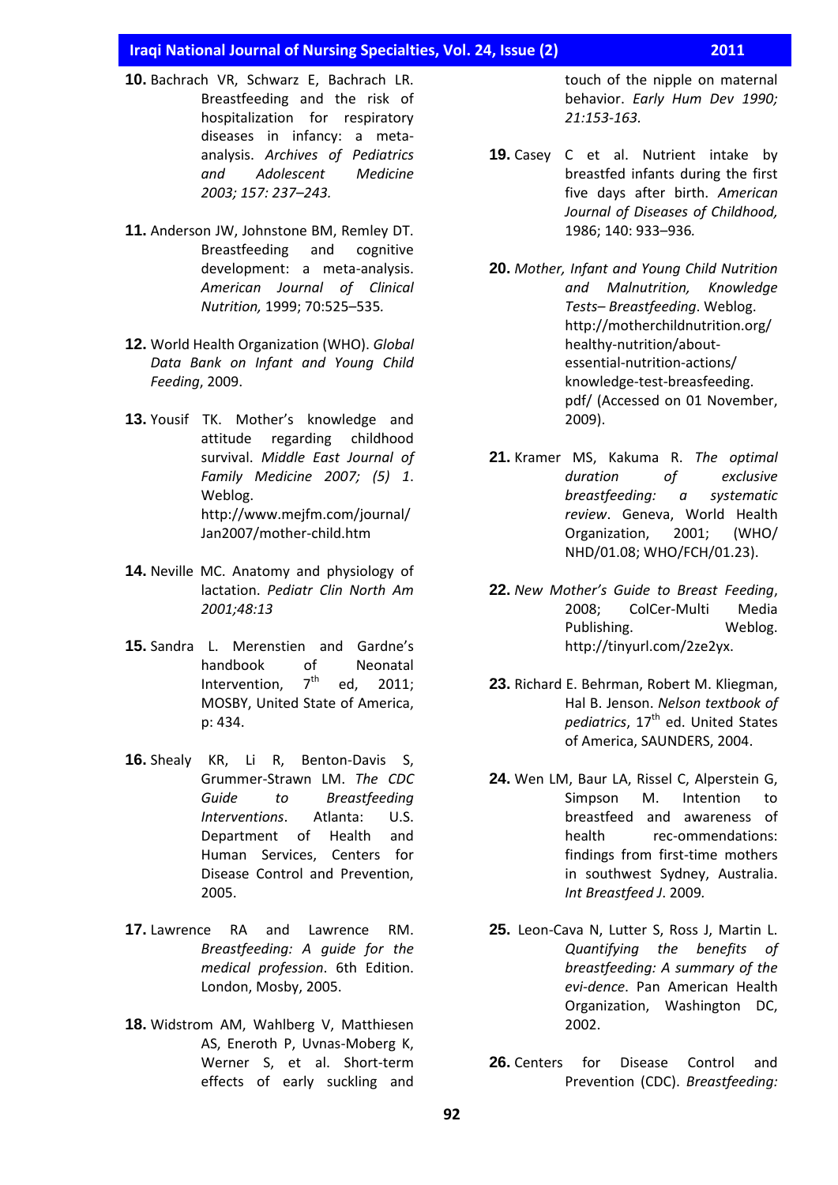10. Bachrach VR, Schwarz E, Bachrach LR. Breastfeeding and the risk of hospitalization for respiratory diseases in infancy: a meta-analysis. *Archives of Pediatrics and Adolescent Medicine 2003; 157: 237–243.*

11. Anderson JW, Johnstone BM, Remley DT. Breastfeeding and cognitive development: a meta-analysis. *American Journal of Clinical Nutrition,* 1999; 70:525–535.

12. World Health Organization (WHO). *Global Data Bank on Infant and Young Child Feeding*, 2009.

13. Yousif TK. Mother's knowledge and attitude regarding childhood survival. *Middle East Journal of Family Medicine 2007; (5) 1*. Weblog. http://www.mejfm.com/journal/Jan2007/mother-child.htm

14. Neville MC. Anatomy and physiology of lactation. *Pediatr Clin North Am 2001;48:13*

15. Sandra L. Merenstien and Gardne's handbook of Neonatal Intervention, 7th ed, 2011; MOSBY, United State of America, p: 434.

16. Shealy KR, Li R, Benton-Davis S, Grummer-Strawn LM. *The CDC Guide to Breastfeeding Interventions*. Atlanta: U.S. Department of Health and Human Services, Centers for Disease Control and Prevention, 2005.

17. Lawrence RA and Lawrence RM. *Breastfeeding: A guide for the medical profession*. 6th Edition. London, Mosby, 2005.

18. Widstrom AM, Wahlberg V, Matthiesen AS, Eneroth P, Uvnas-Moberg K, Werner S, et al. Short-term effects of early suckling and touch of the nipple on maternal behavior. *Early Hum Dev 1990; 21:153-163.*

19. Casey C et al. Nutrient intake by breastfed infants during the first five days after birth. *American Journal of Diseases of Childhood,* 1986; 140: 933–936*.*

20. *Mother, Infant and Young Child Nutrition and Malnutrition, Knowledge Tests– Breastfeeding*. Weblog. http://motherchildnutrition.org/healthy-nutrition/about-essential-nutrition-actions/knowledge-test-breasfeeding.pdf/ (Accessed on 01 November, 2009).

21. Kramer MS, Kakuma R. *The optimal duration of exclusive breastfeeding: a systematic review*. Geneva, World Health Organization, 2001; (WHO/NHD/01.08; WHO/FCH/01.23).

22. *New Mother's Guide to Breast Feeding*, 2008; ColCer-Multi Media Publishing. Weblog. http://tinyurl.com/2ze2yx.

23. Richard E. Behrman, Robert M. Kliegman, Hal B. Jenson. *Nelson textbook of pediatrics*, 17th ed. United States of America, SAUNDERS, 2004.

24. Wen LM, Baur LA, Rissel C, Alperstein G, Simpson M. Intention to breastfeed and awareness of health rec-ommendations: findings from first-time mothers in southwest Sydney, Australia. *Int Breastfeed J*. 2009*.*

25. Leon-Cava N, Lutter S, Ross J, Martin L. *Quantifying the benefits of breastfeeding: A summary of the evi-dence*. Pan American Health Organization, Washington DC, 2002.

26. Centers for Disease Control and Prevention (CDC). *Breastfeeding:*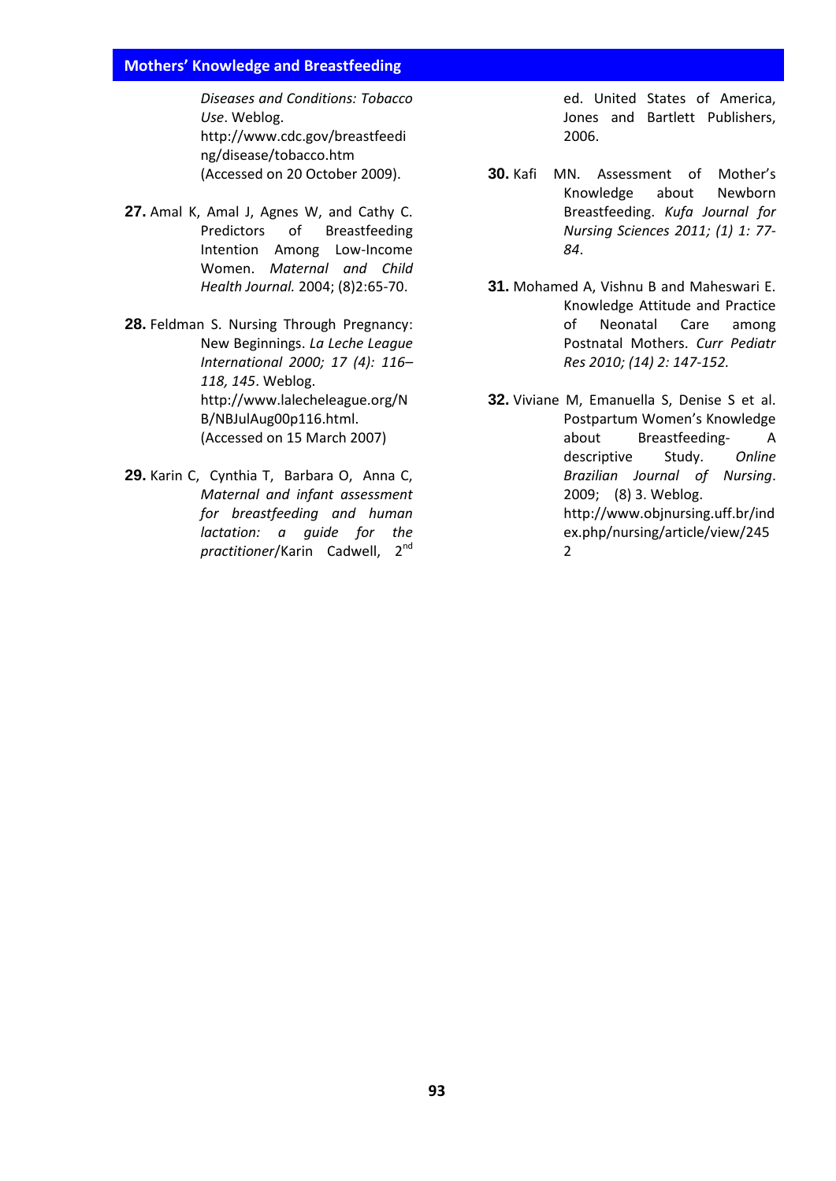*Diseases and Conditions: Tobacco Use*. Weblog. http://www.cdc.gov/breastfeeding/disease/tobacco.htm (Accessed on 20 October 2009).

**27.** Amal K, Amal J, Agnes W, and Cathy C. Predictors of Breastfeeding Intention Among Low-Income Women. *Maternal and Child Health Journal.* 2004; (8)2:65-70.

**28.** Feldman S. Nursing Through Pregnancy: New Beginnings. *La Leche League International 2000; 17 (4): 116–118, 145*. Weblog. http://www.lalecheleague.org/NB/NBJulAug00p116.html. (Accessed on 15 March 2007)

**29.** Karin C, Cynthia T, Barbara O, Anna C, *Maternal and infant assessment for breastfeeding and human lactation: a guide for the practitioner*/Karin Cadwell, 2nd ed. United States of America, Jones and Bartlett Publishers, 2006.

**30.** Kafi MN. Assessment of Mother's Knowledge about Newborn Breastfeeding. *Kufa Journal for Nursing Sciences 2011; (1) 1: 77-84*.

**31.** Mohamed A, Vishnu B and Maheswari E. Knowledge Attitude and Practice of Neonatal Care among Postnatal Mothers. *Curr Pediatr Res 2010; (14) 2: 147-152.*

**32.** Viviane M, Emanuella S, Denise S et al. Postpartum Women's Knowledge about Breastfeeding- A descriptive Study. *Online Brazilian Journal of Nursing*. 2009; (8) 3. Weblog. http://www.objnursing.uff.br/index.php/nursing/article/view/2452